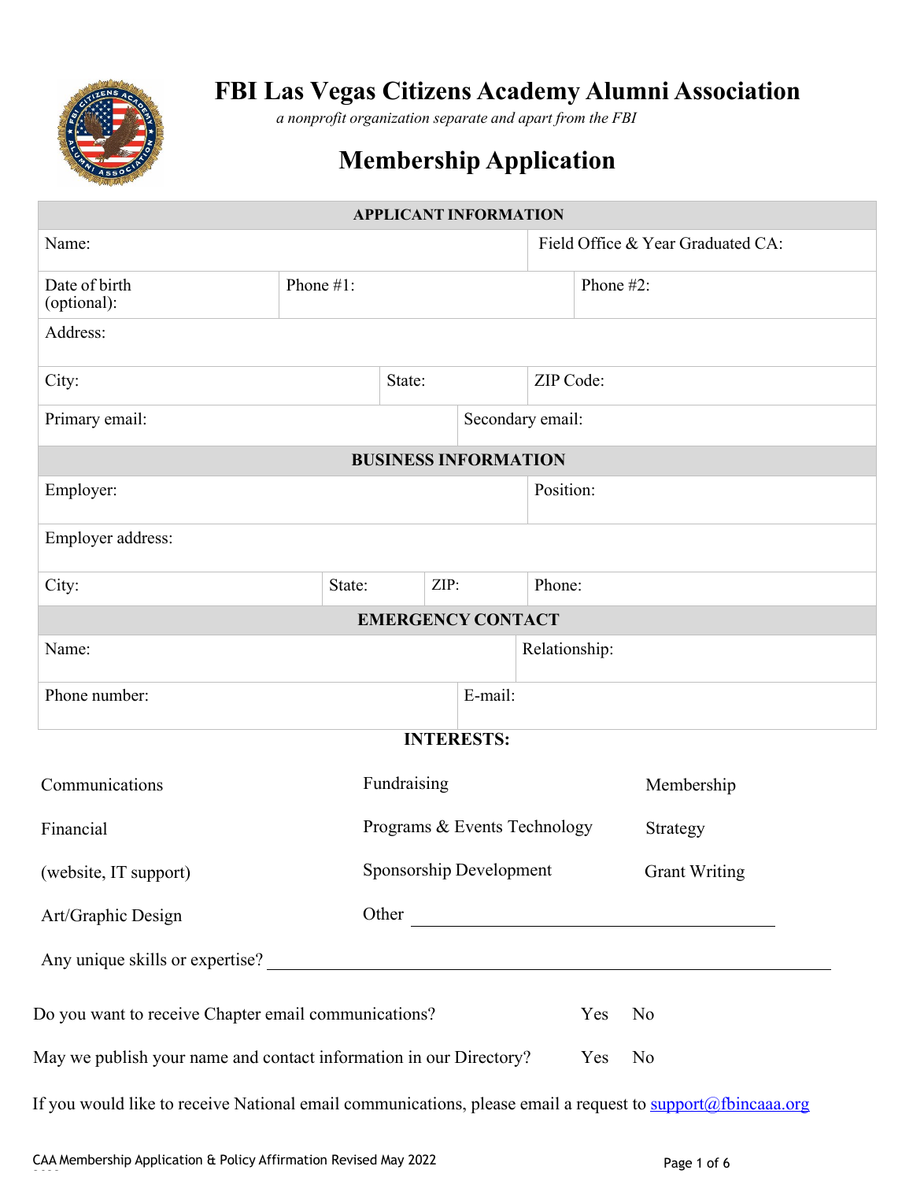# FBI Las Vegas Citizens Academy Alumni Association

*a nonprofit organization separate and apart from the FBI*

## Membership Application

| APPLICANT INFORMATION | | |
|---|---|---|
| Name: | | Field Office & Year Graduated CA: |
| Date of birth (optional): | Phone #1: | Phone #2: |
| Address: | | |
| City: | State: | ZIP Code: |
| Primary email: | Secondary email: | |

| BUSINESS INFORMATION | | | |
|---|---|---|---|
| Employer: | | | Position: |
| Employer address: | | | |
| City: | State: | ZIP: | Phone: |

| EMERGENCY CONTACT | |
|---|---|
| Name: | Relationship: |
| Phone number: | E-mail: |

**INTERESTS:**

| | | |
|---|---|---|
| Communications | Fundraising | Membership |
| Financial | Programs & Events Technology | Strategy |
| (website, IT support) | Sponsorship Development | Grant Writing |
| Art/Graphic Design | Other ______________________ | |

Any unique skills or expertise? ______________________________________________

Do you want to receive Chapter email communications? Yes No

May we publish your name and contact information in our Directory? Yes No

If you would like to receive National email communications, please email a request to support@fbincaaa.org

CAA Membership Application & Policy Affirmation Revised May 2022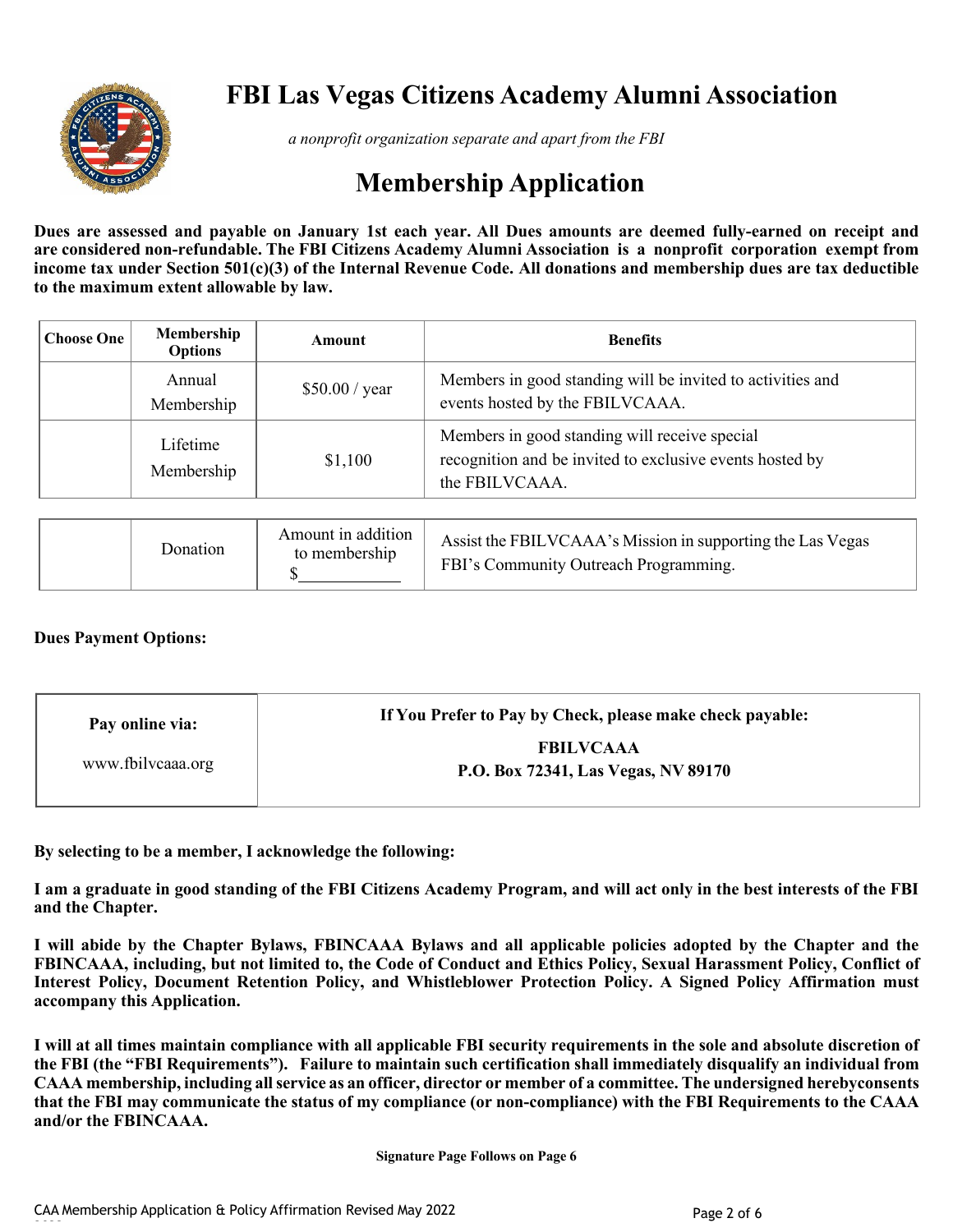# FBI Las Vegas Citizens Academy Alumni Association

*a nonprofit organization separate and apart from the FBI*

## Membership Application

**Dues are assessed and payable on January 1st each year. All Dues amounts are deemed fully-earned on receipt and are considered non-refundable. The FBI Citizens Academy Alumni Association is a nonprofit corporation exempt from income tax under Section 501(c)(3) of the Internal Revenue Code. All donations and membership dues are tax deductible to the maximum extent allowable by law.**

| Choose One | Membership Options | Amount | Benefits |
|---|---|---|---|
| | Annual Membership | $50.00 / year | Members in good standing will be invited to activities and events hosted by the FBILVCAAA. |
| | Lifetime Membership | $1,100 | Members in good standing will receive special recognition and be invited to exclusive events hosted by the FBILVCAAA. |

| | | | |
|---|---|---|---|
| | Donation | Amount in addition to membership $\_\_\_\_\_\_\_\_\_\_ | Assist the FBILVCAAA's Mission in supporting the Las Vegas FBI's Community Outreach Programming. |

**Dues Payment Options:**

| Pay online via: | If You Prefer to Pay by Check, please make check payable: |
|---|---|
| www.fbilvcaaa.org | **FBILVCAAA**<br>**P.O. Box 72341, Las Vegas, NV 89170** |

**By selecting to be a member, I acknowledge the following:**

**I am a graduate in good standing of the FBI Citizens Academy Program, and will act only in the best interests of the FBI and the Chapter.**

**I will abide by the Chapter Bylaws, FBINCAAA Bylaws and all applicable policies adopted by the Chapter and the FBINCAAA, including, but not limited to, the Code of Conduct and Ethics Policy, Sexual Harassment Policy, Conflict of Interest Policy, Document Retention Policy, and Whistleblower Protection Policy. A Signed Policy Affirmation must accompany this Application.**

**I will at all times maintain compliance with all applicable FBI security requirements in the sole and absolute discretion of the FBI (the "FBI Requirements"). Failure to maintain such certification shall immediately disqualify an individual from CAAA membership, including all service as an officer, director or member of a committee. The undersigned herebyconsents that the FBI may communicate the status of my compliance (or non-compliance) with the FBI Requirements to the CAAA and/or the FBINCAAA.**

**Signature Page Follows on Page 6**

CAA Membership Application & Policy Affirmation Revised May 2022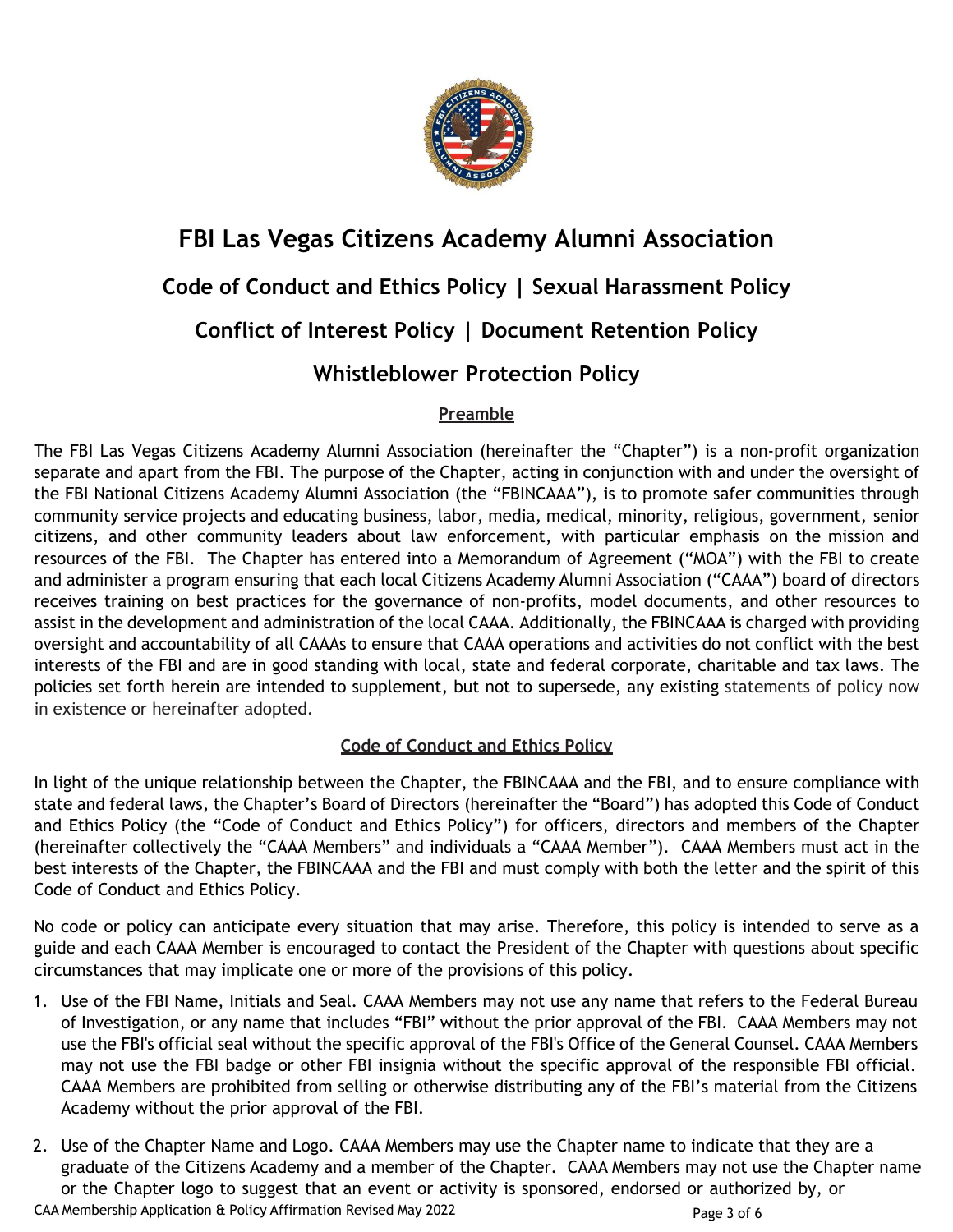# FBI Las Vegas Citizens Academy Alumni Association

## Code of Conduct and Ethics Policy | Sexual Harassment Policy

## Conflict of Interest Policy | Document Retention Policy

## Whistleblower Protection Policy

### Preamble

The FBI Las Vegas Citizens Academy Alumni Association (hereinafter the "Chapter") is a non-profit organization separate and apart from the FBI. The purpose of the Chapter, acting in conjunction with and under the oversight of the FBI National Citizens Academy Alumni Association (the "FBINCAAA"), is to promote safer communities through community service projects and educating business, labor, media, medical, minority, religious, government, senior citizens, and other community leaders about law enforcement, with particular emphasis on the mission and resources of the FBI. The Chapter has entered into a Memorandum of Agreement ("MOA") with the FBI to create and administer a program ensuring that each local Citizens Academy Alumni Association ("CAAA") board of directors receives training on best practices for the governance of non-profits, model documents, and other resources to assist in the development and administration of the local CAAA. Additionally, the FBINCAAA is charged with providing oversight and accountability of all CAAAs to ensure that CAAA operations and activities do not conflict with the best interests of the FBI and are in good standing with local, state and federal corporate, charitable and tax laws. The policies set forth herein are intended to supplement, but not to supersede, any existing statements of policy now in existence or hereinafter adopted.

### Code of Conduct and Ethics Policy

In light of the unique relationship between the Chapter, the FBINCAAA and the FBI, and to ensure compliance with state and federal laws, the Chapter's Board of Directors (hereinafter the "Board") has adopted this Code of Conduct and Ethics Policy (the "Code of Conduct and Ethics Policy") for officers, directors and members of the Chapter (hereinafter collectively the "CAAA Members" and individuals a "CAAA Member"). CAAA Members must act in the best interests of the Chapter, the FBINCAAA and the FBI and must comply with both the letter and the spirit of this Code of Conduct and Ethics Policy.

No code or policy can anticipate every situation that may arise. Therefore, this policy is intended to serve as a guide and each CAAA Member is encouraged to contact the President of the Chapter with questions about specific circumstances that may implicate one or more of the provisions of this policy.

1. Use of the FBI Name, Initials and Seal. CAAA Members may not use any name that refers to the Federal Bureau of Investigation, or any name that includes "FBI" without the prior approval of the FBI. CAAA Members may not use the FBI's official seal without the specific approval of the FBI's Office of the General Counsel. CAAA Members may not use the FBI badge or other FBI insignia without the specific approval of the responsible FBI official. CAAA Members are prohibited from selling or otherwise distributing any of the FBI's material from the Citizens Academy without the prior approval of the FBI.

2. Use of the Chapter Name and Logo. CAAA Members may use the Chapter name to indicate that they are a graduate of the Citizens Academy and a member of the Chapter. CAAA Members may not use the Chapter name or the Chapter logo to suggest that an event or activity is sponsored, endorsed or authorized by, or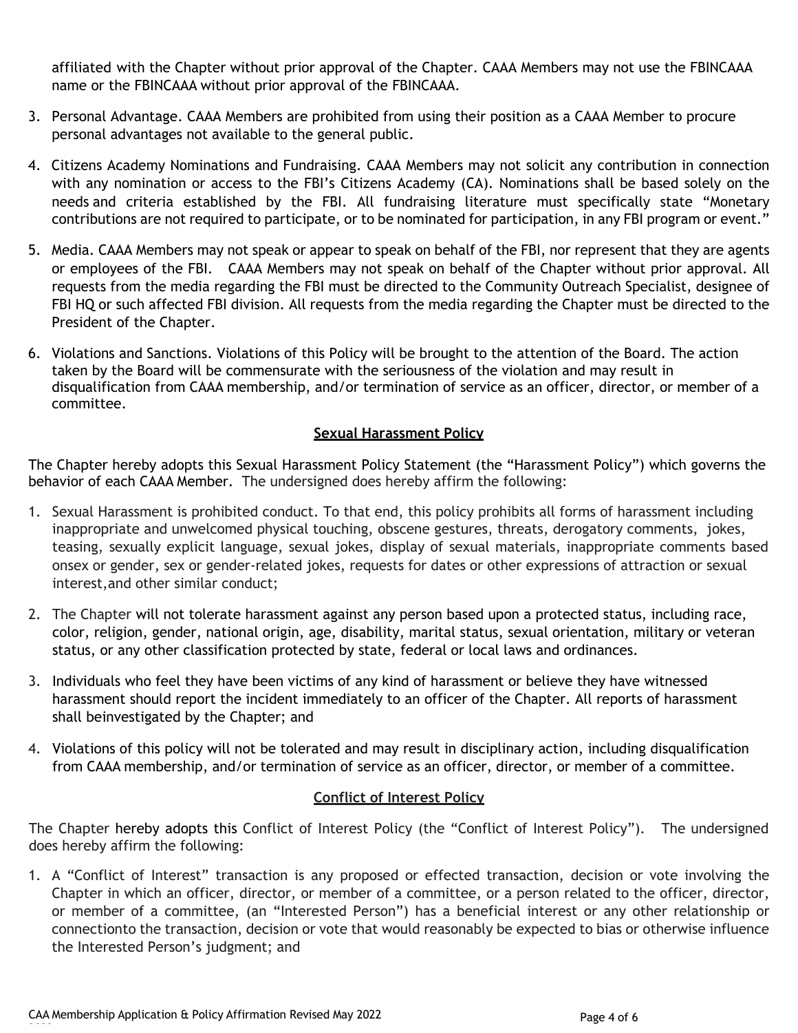affiliated with the Chapter without prior approval of the Chapter. CAAA Members may not use the FBINCAAA name or the FBINCAAA without prior approval of the FBINCAAA.

3. Personal Advantage. CAAA Members are prohibited from using their position as a CAAA Member to procure personal advantages not available to the general public.

4. Citizens Academy Nominations and Fundraising. CAAA Members may not solicit any contribution in connection with any nomination or access to the FBI's Citizens Academy (CA). Nominations shall be based solely on the needs and criteria established by the FBI. All fundraising literature must specifically state "Monetary contributions are not required to participate, or to be nominated for participation, in any FBI program or event."

5. Media. CAAA Members may not speak or appear to speak on behalf of the FBI, nor represent that they are agents or employees of the FBI. CAAA Members may not speak on behalf of the Chapter without prior approval. All requests from the media regarding the FBI must be directed to the Community Outreach Specialist, designee of FBI HQ or such affected FBI division. All requests from the media regarding the Chapter must be directed to the President of the Chapter.

6. Violations and Sanctions. Violations of this Policy will be brought to the attention of the Board. The action taken by the Board will be commensurate with the seriousness of the violation and may result in disqualification from CAAA membership, and/or termination of service as an officer, director, or member of a committee.

## Sexual Harassment Policy

The Chapter hereby adopts this Sexual Harassment Policy Statement (the "Harassment Policy") which governs the behavior of each CAAA Member. The undersigned does hereby affirm the following:

1. Sexual Harassment is prohibited conduct. To that end, this policy prohibits all forms of harassment including inappropriate and unwelcomed physical touching, obscene gestures, threats, derogatory comments, jokes, teasing, sexually explicit language, sexual jokes, display of sexual materials, inappropriate comments based onsex or gender, sex or gender-related jokes, requests for dates or other expressions of attraction or sexual interest,and other similar conduct;

2. The Chapter will not tolerate harassment against any person based upon a protected status, including race, color, religion, gender, national origin, age, disability, marital status, sexual orientation, military or veteran status, or any other classification protected by state, federal or local laws and ordinances.

3. Individuals who feel they have been victims of any kind of harassment or believe they have witnessed harassment should report the incident immediately to an officer of the Chapter. All reports of harassment shall beinvestigated by the Chapter; and

4. Violations of this policy will not be tolerated and may result in disciplinary action, including disqualification from CAAA membership, and/or termination of service as an officer, director, or member of a committee.

## Conflict of Interest Policy

The Chapter hereby adopts this Conflict of Interest Policy (the "Conflict of Interest Policy"). The undersigned does hereby affirm the following:

1. A "Conflict of Interest" transaction is any proposed or effected transaction, decision or vote involving the Chapter in which an officer, director, or member of a committee, or a person related to the officer, director, or member of a committee, (an "Interested Person") has a beneficial interest or any other relationship or connectionto the transaction, decision or vote that would reasonably be expected to bias or otherwise influence the Interested Person's judgment; and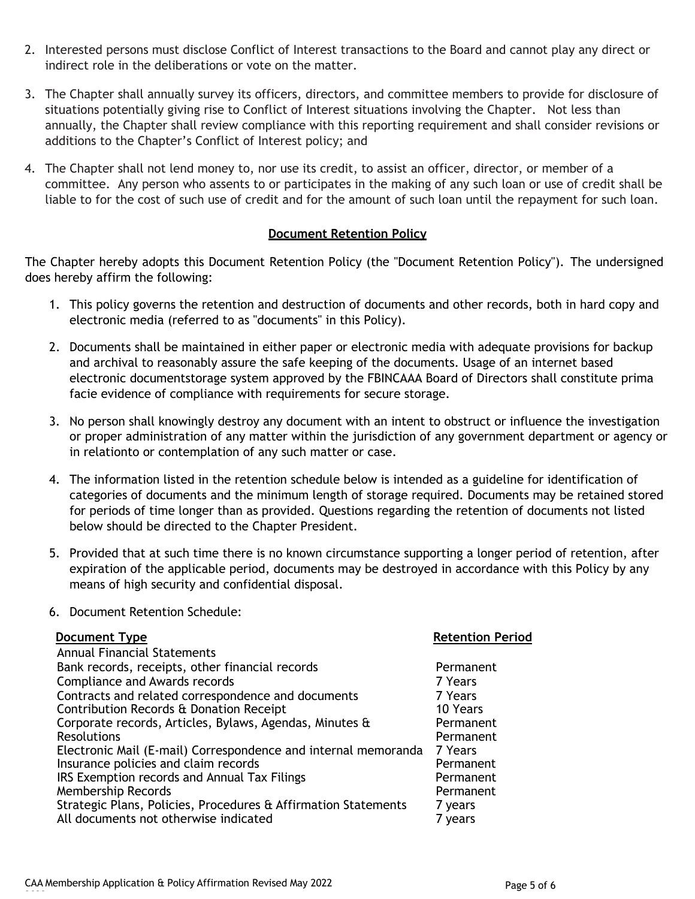2. Interested persons must disclose Conflict of Interest transactions to the Board and cannot play any direct or indirect role in the deliberations or vote on the matter.

3. The Chapter shall annually survey its officers, directors, and committee members to provide for disclosure of situations potentially giving rise to Conflict of Interest situations involving the Chapter. Not less than annually, the Chapter shall review compliance with this reporting requirement and shall consider revisions or additions to the Chapter's Conflict of Interest policy; and

4. The Chapter shall not lend money to, nor use its credit, to assist an officer, director, or member of a committee. Any person who assents to or participates in the making of any such loan or use of credit shall be liable to for the cost of such use of credit and for the amount of such loan until the repayment for such loan.

## Document Retention Policy

The Chapter hereby adopts this Document Retention Policy (the "Document Retention Policy"). The undersigned does hereby affirm the following:

1. This policy governs the retention and destruction of documents and other records, both in hard copy and electronic media (referred to as "documents" in this Policy).

2. Documents shall be maintained in either paper or electronic media with adequate provisions for backup and archival to reasonably assure the safe keeping of the documents. Usage of an internet based electronic documentstorage system approved by the FBINCAAA Board of Directors shall constitute prima facie evidence of compliance with requirements for secure storage.

3. No person shall knowingly destroy any document with an intent to obstruct or influence the investigation or proper administration of any matter within the jurisdiction of any government department or agency or in relationto or contemplation of any such matter or case.

4. The information listed in the retention schedule below is intended as a guideline for identification of categories of documents and the minimum length of storage required. Documents may be retained stored for periods of time longer than as provided. Questions regarding the retention of documents not listed below should be directed to the Chapter President.

5. Provided that at such time there is no known circumstance supporting a longer period of retention, after expiration of the applicable period, documents may be destroyed in accordance with this Policy by any means of high security and confidential disposal.

6. Document Retention Schedule:

| Document Type | Retention Period |
|---|---|
| Annual Financial Statements | |
| Bank records, receipts, other financial records | Permanent |
| Compliance and Awards records | 7 Years |
| Contracts and related correspondence and documents | 7 Years |
| Contribution Records & Donation Receipt | 10 Years |
| Corporate records, Articles, Bylaws, Agendas, Minutes & | Permanent |
| Resolutions | Permanent |
| Electronic Mail (E-mail) Correspondence and internal memoranda | 7 Years |
| Insurance policies and claim records | Permanent |
| IRS Exemption records and Annual Tax Filings | Permanent |
| Membership Records | Permanent |
| Strategic Plans, Policies, Procedures & Affirmation Statements | 7 years |
| All documents not otherwise indicated | 7 years |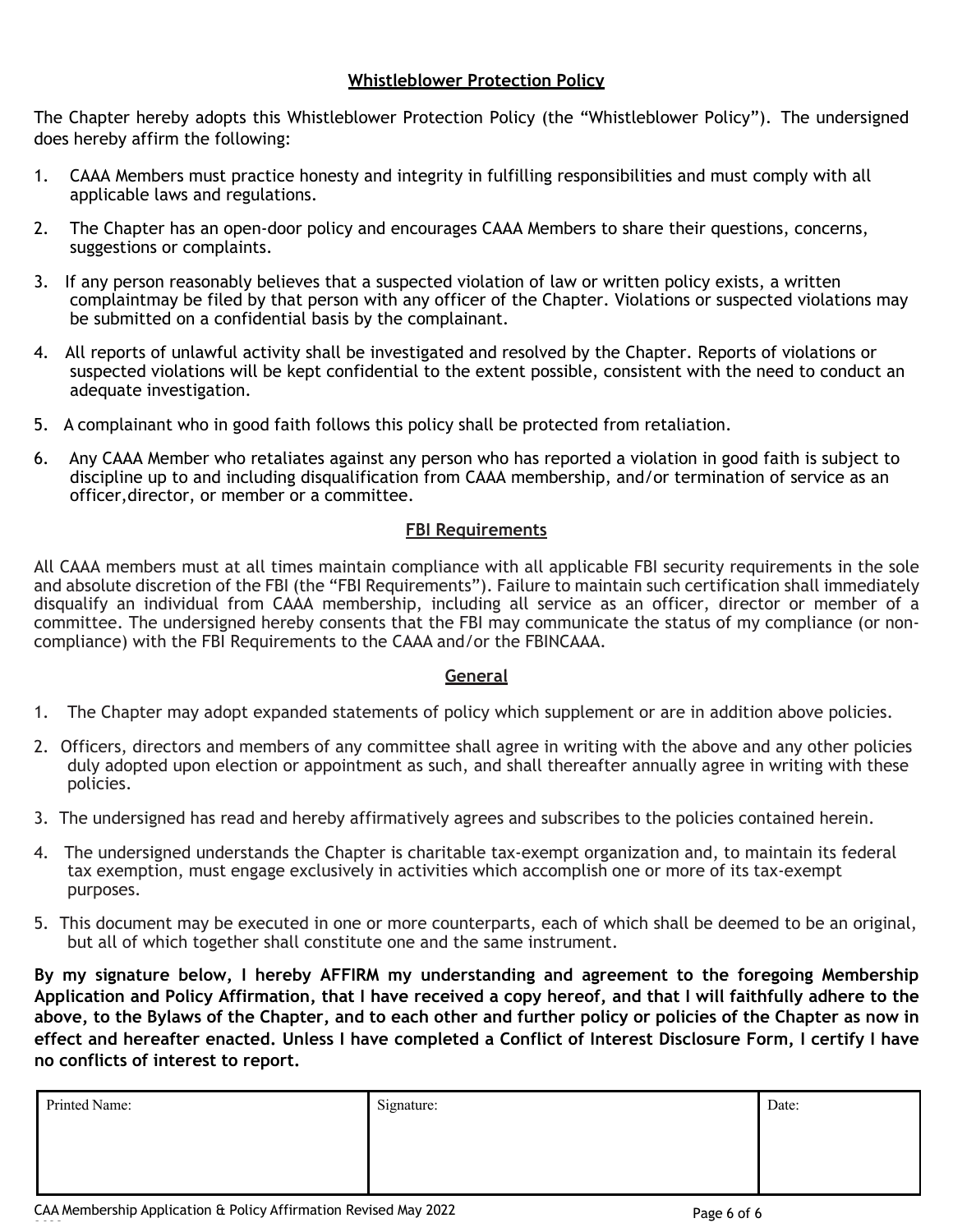## Whistleblower Protection Policy

The Chapter hereby adopts this Whistleblower Protection Policy (the "Whistleblower Policy"). The undersigned does hereby affirm the following:

1. CAAA Members must practice honesty and integrity in fulfilling responsibilities and must comply with all applicable laws and regulations.
2. The Chapter has an open-door policy and encourages CAAA Members to share their questions, concerns, suggestions or complaints.
3. If any person reasonably believes that a suspected violation of law or written policy exists, a written complaintmay be filed by that person with any officer of the Chapter. Violations or suspected violations may be submitted on a confidential basis by the complainant.
4. All reports of unlawful activity shall be investigated and resolved by the Chapter. Reports of violations or suspected violations will be kept confidential to the extent possible, consistent with the need to conduct an adequate investigation.
5. A complainant who in good faith follows this policy shall be protected from retaliation.
6. Any CAAA Member who retaliates against any person who has reported a violation in good faith is subject to discipline up to and including disqualification from CAAA membership, and/or termination of service as an officer,director, or member or a committee.

## FBI Requirements

All CAAA members must at all times maintain compliance with all applicable FBI security requirements in the sole and absolute discretion of the FBI (the "FBI Requirements"). Failure to maintain such certification shall immediately disqualify an individual from CAAA membership, including all service as an officer, director or member of a committee. The undersigned hereby consents that the FBI may communicate the status of my compliance (or non-compliance) with the FBI Requirements to the CAAA and/or the FBINCAAA.

## General

1. The Chapter may adopt expanded statements of policy which supplement or are in addition above policies.
2. Officers, directors and members of any committee shall agree in writing with the above and any other policies duly adopted upon election or appointment as such, and shall thereafter annually agree in writing with these policies.
3. The undersigned has read and hereby affirmatively agrees and subscribes to the policies contained herein.
4. The undersigned understands the Chapter is charitable tax-exempt organization and, to maintain its federal tax exemption, must engage exclusively in activities which accomplish one or more of its tax-exempt purposes.
5. This document may be executed in one or more counterparts, each of which shall be deemed to be an original, but all of which together shall constitute one and the same instrument.

**By my signature below, I hereby AFFIRM my understanding and agreement to the foregoing Membership Application and Policy Affirmation, that I have received a copy hereof, and that I will faithfully adhere to the above, to the Bylaws of the Chapter, and to each other and further policy or policies of the Chapter as now in effect and hereafter enacted. Unless I have completed a Conflict of Interest Disclosure Form, I certify I have no conflicts of interest to report.**

| Printed Name: | Signature: | Date: |
|---|---|---|
| | | |

CAA Membership Application & Policy Affirmation Revised May 2022